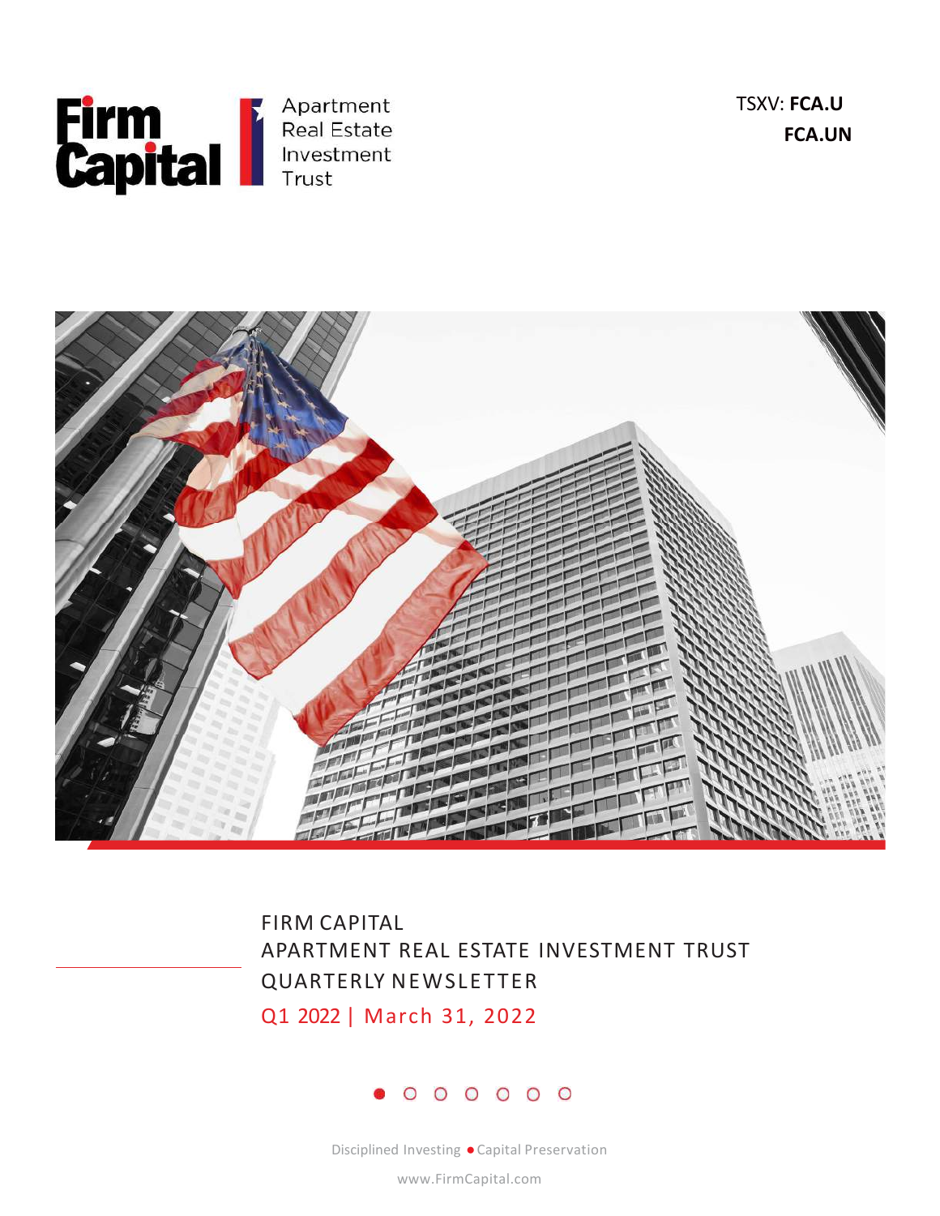Firm Capital | Apartment Real Estate Investment Trust

TSXV: **FCA.U**
**FCA.UN**

# FIRM CAPITAL APARTMENT REAL ESTATE INVESTMENT TRUST QUARTERLY NEWSLETTER

## Q1 2022 | March 31, 2022

Disciplined Investing ● Capital Preservation

www.FirmCapital.com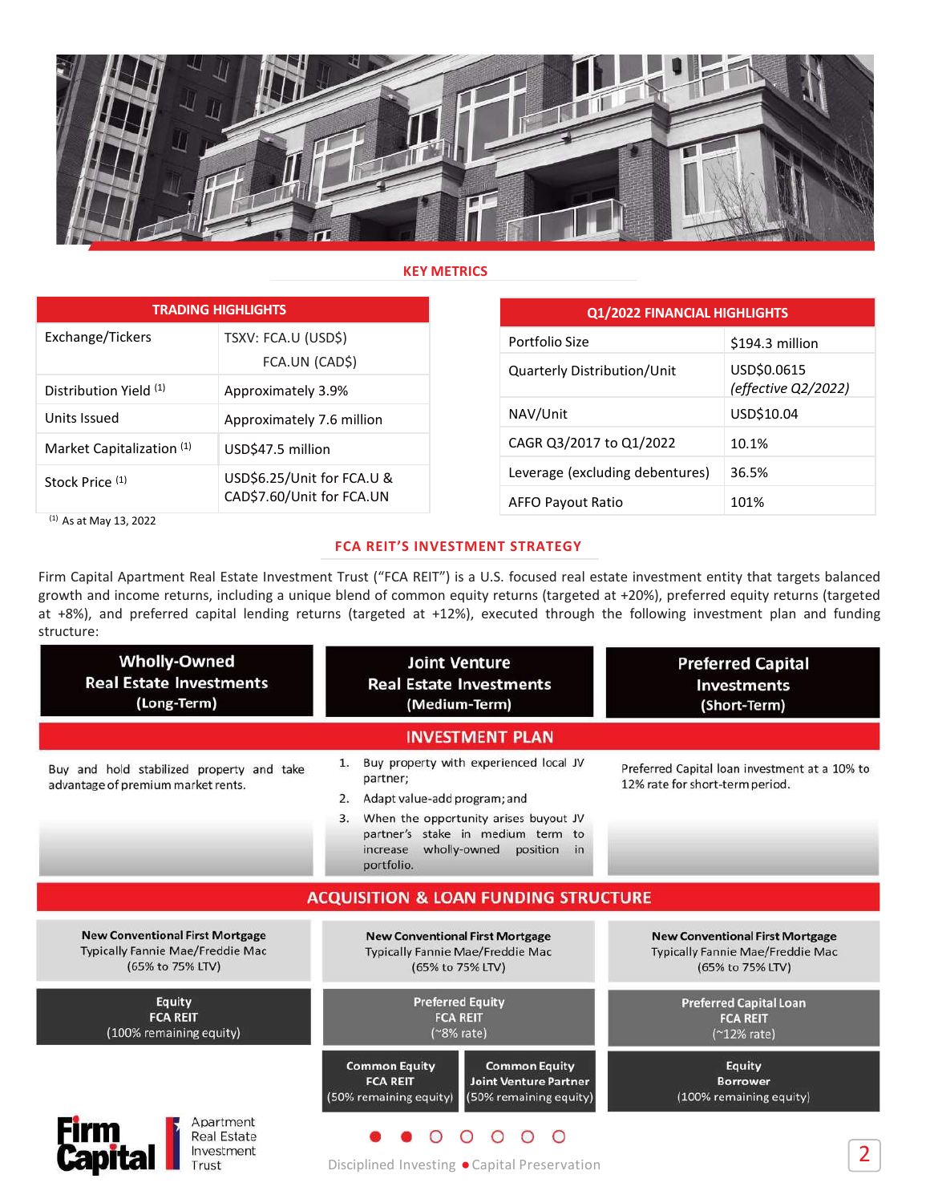## KEY METRICS

| TRADING HIGHLIGHTS | |
|---|---|
| Exchange/Tickers | TSXV: FCA.U (USD$) FCA.UN (CAD$) |
| Distribution Yield [1] | Approximately 3.9% |
| Units Issued | Approximately 7.6 million |
| Market Capitalization [1] | USD$47.5 million |
| Stock Price [1] | USD$6.25/Unit for FCA.U & CAD$7.60/Unit for FCA.UN |

[1] As at May 13, 2022

| Q1/2022 FINANCIAL HIGHLIGHTS | |
|---|---|
| Portfolio Size | $194.3 million |
| Quarterly Distribution/Unit | USD$0.0615 *(effective Q2/2022)* |
| NAV/Unit | USD$10.04 |
| CAGR Q3/2017 to Q1/2022 | 10.1% |
| Leverage (excluding debentures) | 36.5% |
| AFFO Payout Ratio | 101% |

## FCA REIT'S INVESTMENT STRATEGY

Firm Capital Apartment Real Estate Investment Trust ("FCA REIT") is a U.S. focused real estate investment entity that targets balanced growth and income returns, including a unique blend of common equity returns (targeted at +20%), preferred equity returns (targeted at +8%), and preferred capital lending returns (targeted at +12%), executed through the following investment plan and funding structure:

| Wholly-Owned Real Estate Investments (Long-Term) | Joint Venture Real Estate Investments (Medium-Term) | Preferred Capital Investments (Short-Term) |
|---|---|---|
| **INVESTMENT PLAN** | | |
| Buy and hold stabilized property and take advantage of premium market rents. | 1. Buy property with experienced local JV partner; 2. Adapt value-add program; and 3. When the opportunity arises buyout JV partner's stake in medium term to increase wholly-owned position in portfolio. | Preferred Capital loan investment at a 10% to 12% rate for short-term period. |
| **ACQUISITION & LOAN FUNDING STRUCTURE** | | |
| New Conventional First Mortgage Typically Fannie Mae/Freddie Mac (65% to 75% LTV) | New Conventional First Mortgage Typically Fannie Mae/Freddie Mac (65% to 75% LTV) | New Conventional First Mortgage Typically Fannie Mae/Freddie Mac (65% to 75% LTV) |
| Equity FCA REIT (100% remaining equity) | Preferred Equity FCA REIT (~8% rate) | Preferred Capital Loan FCA REIT (~12% rate) |
| | Common Equity FCA REIT (50% remaining equity) / Common Equity Joint Venture Partner (50% remaining equity) | Equity Borrower (100% remaining equity) |

Disciplined Investing ● Capital Preservation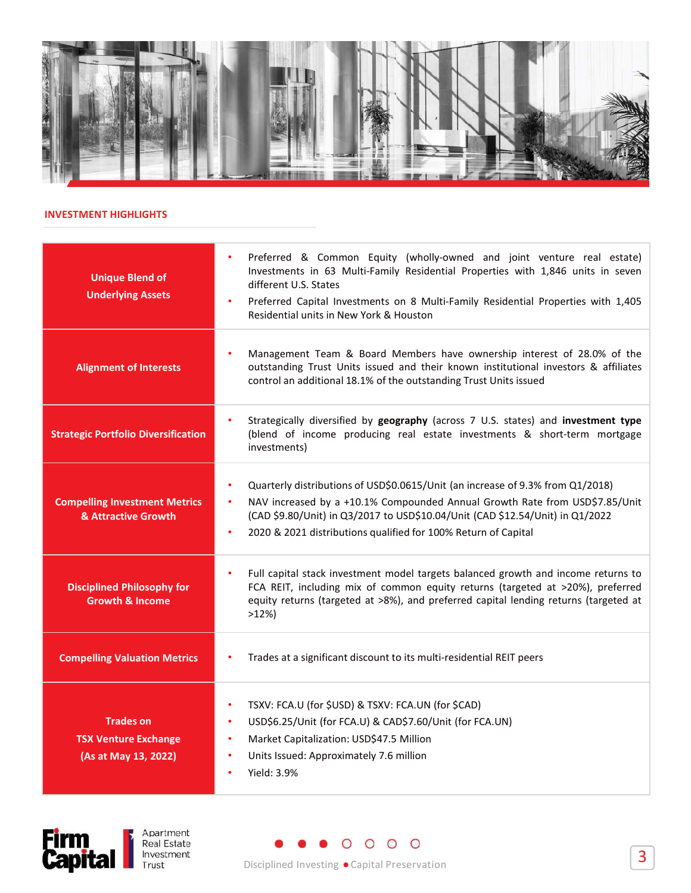## INVESTMENT HIGHLIGHTS

| | |
|---|---|
| **Unique Blend of Underlying Assets** | • Preferred & Common Equity (wholly-owned and joint venture real estate) Investments in 63 Multi-Family Residential Properties with 1,846 units in seven different U.S. States<br>• Preferred Capital Investments on 8 Multi-Family Residential Properties with 1,405 Residential units in New York & Houston |
| **Alignment of Interests** | • Management Team & Board Members have ownership interest of 28.0% of the outstanding Trust Units issued and their known institutional investors & affiliates control an additional 18.1% of the outstanding Trust Units issued |
| **Strategic Portfolio Diversification** | • Strategically diversified by **geography** (across 7 U.S. states) and **investment type** (blend of income producing real estate investments & short-term mortgage investments) |
| **Compelling Investment Metrics & Attractive Growth** | • Quarterly distributions of USD$0.0615/Unit (an increase of 9.3% from Q1/2018)<br>• NAV increased by a +10.1% Compounded Annual Growth Rate from USD$7.85/Unit (CAD $9.80/Unit) in Q3/2017 to USD$10.04/Unit (CAD $12.54/Unit) in Q1/2022<br>• 2020 & 2021 distributions qualified for 100% Return of Capital |
| **Disciplined Philosophy for Growth & Income** | • Full capital stack investment model targets balanced growth and income returns to FCA REIT, including mix of common equity returns (targeted at >20%), preferred equity returns (targeted at >8%), and preferred capital lending returns (targeted at >12%) |
| **Compelling Valuation Metrics** | • Trades at a significant discount to its multi-residential REIT peers |
| **Trades on TSX Venture Exchange (As at May 13, 2022)** | • TSXV: FCA.U (for $USD) & TSXV: FCA.UN (for $CAD)<br>• USD$6.25/Unit (for FCA.U) & CAD$7.60/Unit (for FCA.UN)<br>• Market Capitalization: USD$47.5 Million<br>• Units Issued: Approximately 7.6 million<br>• Yield: 3.9% |

Firm Capital Apartment Real Estate Investment Trust

Disciplined Investing ● Capital Preservation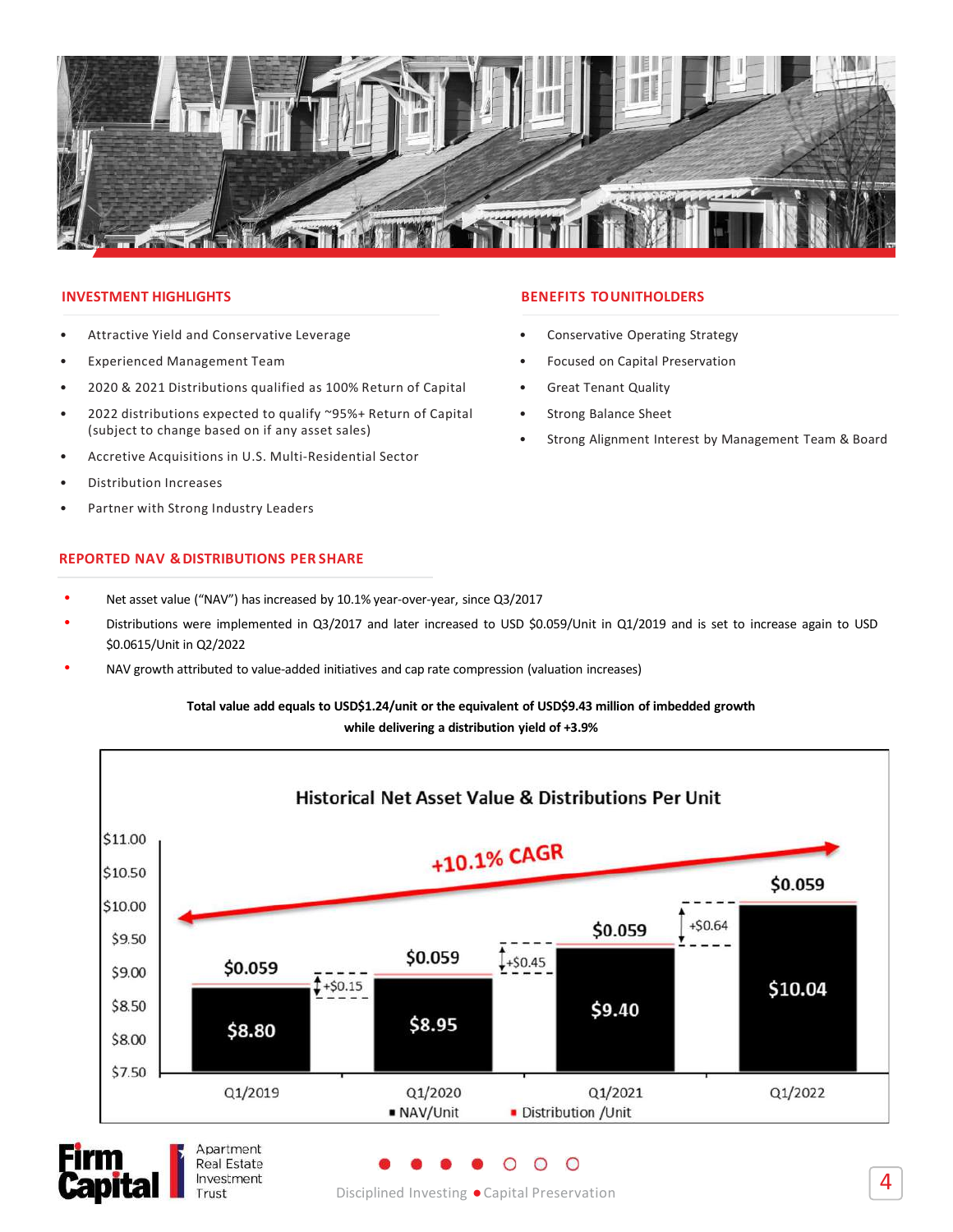## INVESTMENT HIGHLIGHTS

- Attractive Yield and Conservative Leverage
- Experienced Management Team
- 2020 & 2021 Distributions qualified as 100% Return of Capital
- 2022 distributions expected to qualify ~95%+ Return of Capital (subject to change based on if any asset sales)
- Accretive Acquisitions in U.S. Multi-Residential Sector
- Distribution Increases
- Partner with Strong Industry Leaders

## BENEFITS TO UNITHOLDERS

- Conservative Operating Strategy
- Focused on Capital Preservation
- Great Tenant Quality
- Strong Balance Sheet
- Strong Alignment Interest by Management Team & Board

## REPORTED NAV & DISTRIBUTIONS PER SHARE

- Net asset value ("NAV") has increased by 10.1% year-over-year, since Q3/2017
- Distributions were implemented in Q3/2017 and later increased to USD $0.059/Unit in Q1/2019 and is set to increase again to USD $0.0615/Unit in Q2/2022
- NAV growth attributed to value-added initiatives and cap rate compression (valuation increases)

**Total value add equals to USD$1.24/unit or the equivalent of USD$9.43 million of imbedded growth while delivering a distribution yield of +3.9%**

**Historical Net Asset Value & Distributions Per Unit**

+10.1% CAGR

| Period | NAV/Unit | Distribution /Unit | Change vs. prior |
| --- | --- | --- | --- |
| Q1/2019 | $8.80 | $0.059 | |
| Q1/2020 | $8.95 | $0.059 | +$0.15 |
| Q1/2021 | $9.40 | $0.059 | +$0.45 |
| Q1/2022 | $10.04 | $0.059 | +$0.64 |

Disciplined Investing • Capital Preservation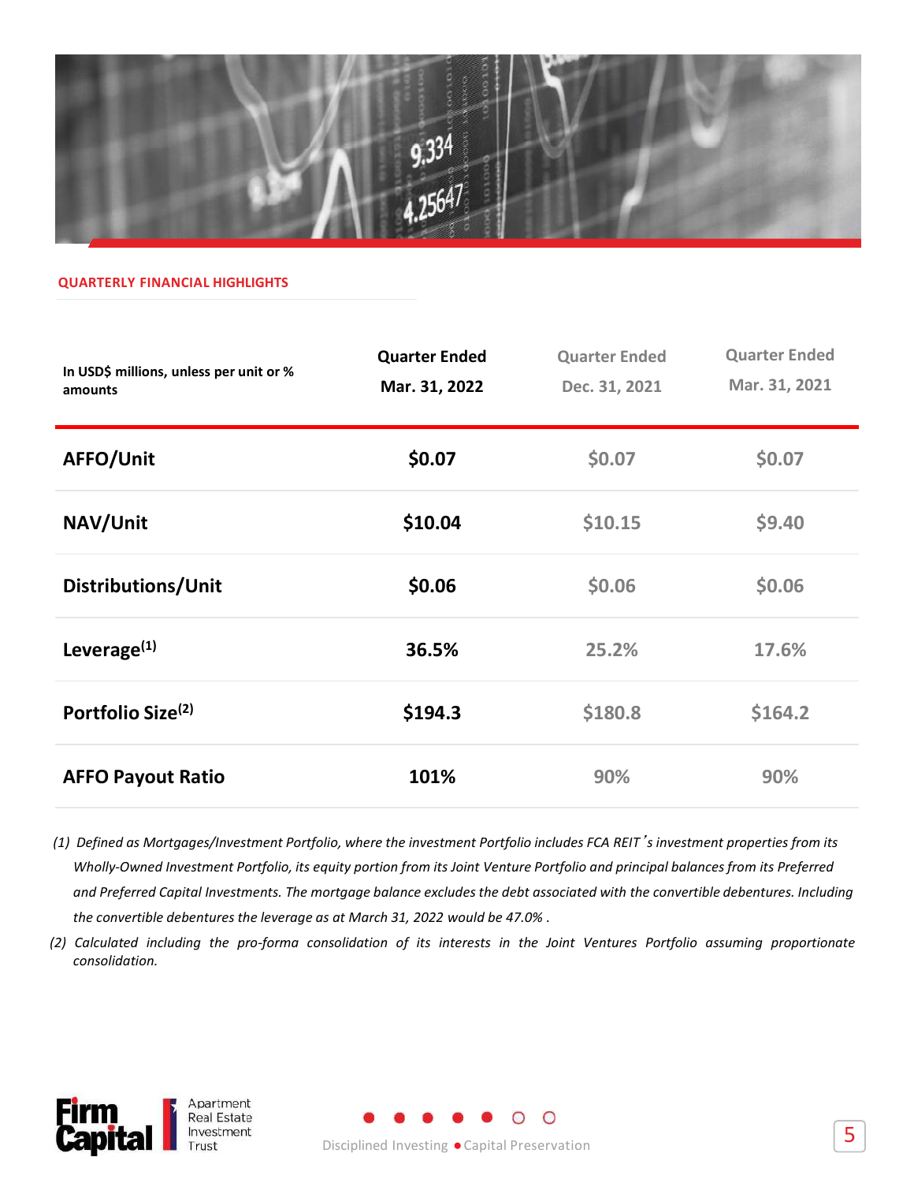## QUARTERLY FINANCIAL HIGHLIGHTS

| In USD$ millions, unless per unit or % amounts | Quarter Ended Mar. 31, 2022 | Quarter Ended Dec. 31, 2021 | Quarter Ended Mar. 31, 2021 |
|---|---|---|---|
| **AFFO/Unit** | **$0.07** | $0.07 | $0.07 |
| **NAV/Unit** | **$10.04** | $10.15 | $9.40 |
| **Distributions/Unit** | **$0.06** | $0.06 | $0.06 |
| **Leverage[(1)]** | **36.5%** | 25.2% | 17.6% |
| **Portfolio Size[(2)]** | **$194.3** | $180.8 | $164.2 |
| **AFFO Payout Ratio** | **101%** | 90% | 90% |

*(1) Defined as Mortgages/Investment Portfolio, where the investment Portfolio includes FCA REIT's investment properties from its Wholly-Owned Investment Portfolio, its equity portion from its Joint Venture Portfolio and principal balances from its Preferred and Preferred Capital Investments. The mortgage balance excludes the debt associated with the convertible debentures. Including the convertible debentures the leverage as at March 31, 2022 would be 47.0% .*

*(2) Calculated including the pro-forma consolidation of its interests in the Joint Ventures Portfolio assuming proportionate consolidation.*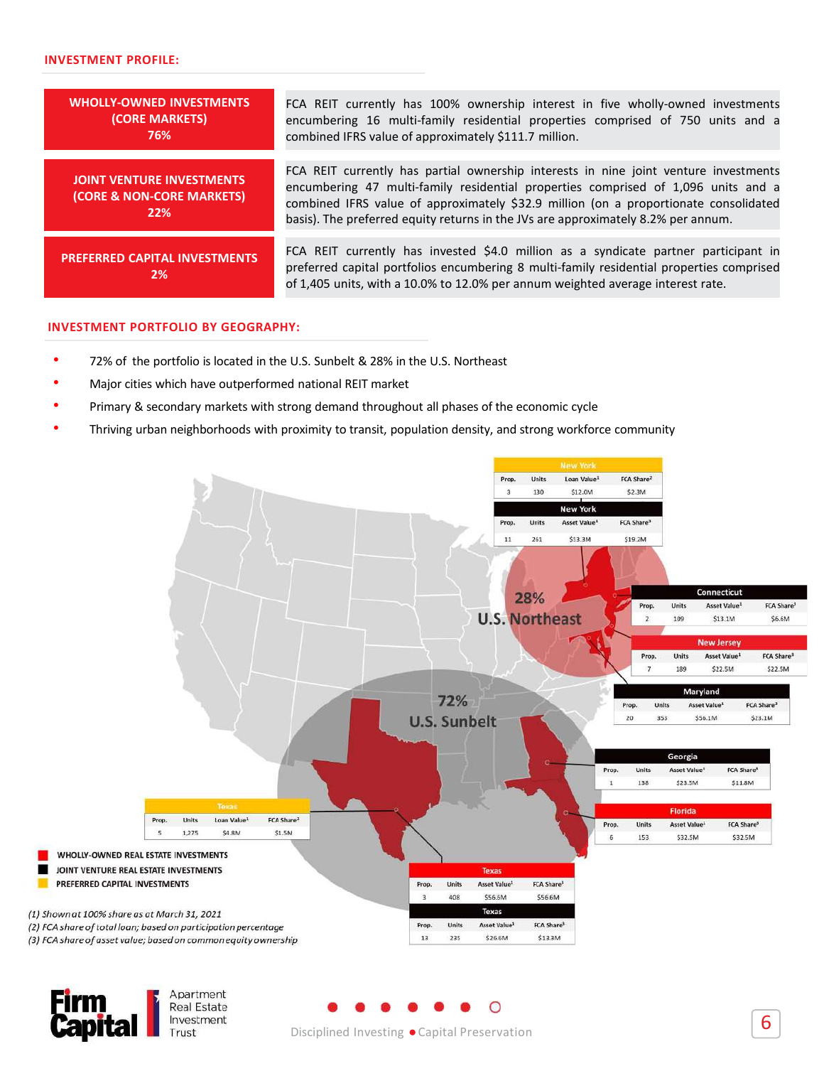## INVESTMENT PROFILE:

| | |
|---|---|
| **WHOLLY-OWNED INVESTMENTS (CORE MARKETS) 76%** | FCA REIT currently has 100% ownership interest in five wholly-owned investments encumbering 16 multi-family residential properties comprised of 750 units and a combined IFRS value of approximately $111.7 million. |
| **JOINT VENTURE INVESTMENTS (CORE & NON-CORE MARKETS) 22%** | FCA REIT currently has partial ownership interests in nine joint venture investments encumbering 47 multi-family residential properties comprised of 1,096 units and a combined IFRS value of approximately $32.9 million (on a proportionate consolidated basis). The preferred equity returns in the JVs are approximately 8.2% per annum. |
| **PREFERRED CAPITAL INVESTMENTS 2%** | FCA REIT currently has invested $4.0 million as a syndicate partner participant in preferred capital portfolios encumbering 8 multi-family residential properties comprised of 1,405 units, with a 10.0% to 12.0% per annum weighted average interest rate. |

## INVESTMENT PORTFOLIO BY GEOGRAPHY:

- 72% of the portfolio is located in the U.S. Sunbelt & 28% in the U.S. Northeast
- Major cities which have outperformed national REIT market
- Primary & secondary markets with strong demand throughout all phases of the economic cycle
- Thriving urban neighborhoods with proximity to transit, population density, and strong workforce community

**28% U.S. Northeast**

**72% U.S. Sunbelt**

**New York** (Preferred Capital)

| Prop. | Units | Loan Value[1] | FCA Share[2] |
|---|---|---|---|
| 3 | 130 | $12.0M | $2.3M |

**New York** (Joint Venture)

| Prop. | Units | Asset Value[1] | FCA Share[3] |
|---|---|---|---|
| 11 | 261 | $53.3M | $19.2M |

**Connecticut** (Joint Venture)

| Prop. | Units | Asset Value[1] | FCA Share[3] |
|---|---|---|---|
| 2 | 109 | $13.1M | $6.6M |

**New Jersey** (Wholly-Owned)

| Prop. | Units | Asset Value[1] | FCA Share[3] |
|---|---|---|---|
| 7 | 189 | $22.5M | $22.5M |

**Maryland** (Joint Venture)

| Prop. | Units | Asset Value[1] | FCA Share[3] |
|---|---|---|---|
| 20 | 353 | $56.1M | $23.1M |

**Georgia** (Joint Venture)

| Prop. | Units | Asset Value[1] | FCA Share[3] |
|---|---|---|---|
| 1 | 138 | $23.5M | $11.8M |

**Florida** (Wholly-Owned)

| Prop. | Units | Asset Value[1] | FCA Share[3] |
|---|---|---|---|
| 6 | 153 | $32.5M | $32.5M |

**Texas** (Preferred Capital)

| Prop. | Units | Loan Value[1] | FCA Share[2] |
|---|---|---|---|
| 5 | 1,275 | $4.8M | $1.5M |

**Texas** (Wholly-Owned)

| Prop. | Units | Asset Value[1] | FCA Share[3] |
|---|---|---|---|
| 3 | 408 | $56.3M | $56.6M |

**Texas** (Joint Venture)

| Prop. | Units | Asset Value[1] | FCA Share[3] |
|---|---|---|---|
| 13 | 235 | $26.6M | $13.3M |

- WHOLLY-OWNED REAL ESTATE INVESTMENTS
- JOINT VENTURE REAL ESTATE INVESTMENTS
- PREFERRED CAPITAL INVESTMENTS

*(1) Shown at 100% share as at March 31, 2021*
*(2) FCA share of total loan; based on participation percentage*
*(3) FCA share of asset value; based on common equity ownership*

Firm Capital Apartment Real Estate Investment Trust

Disciplined Investing • Capital Preservation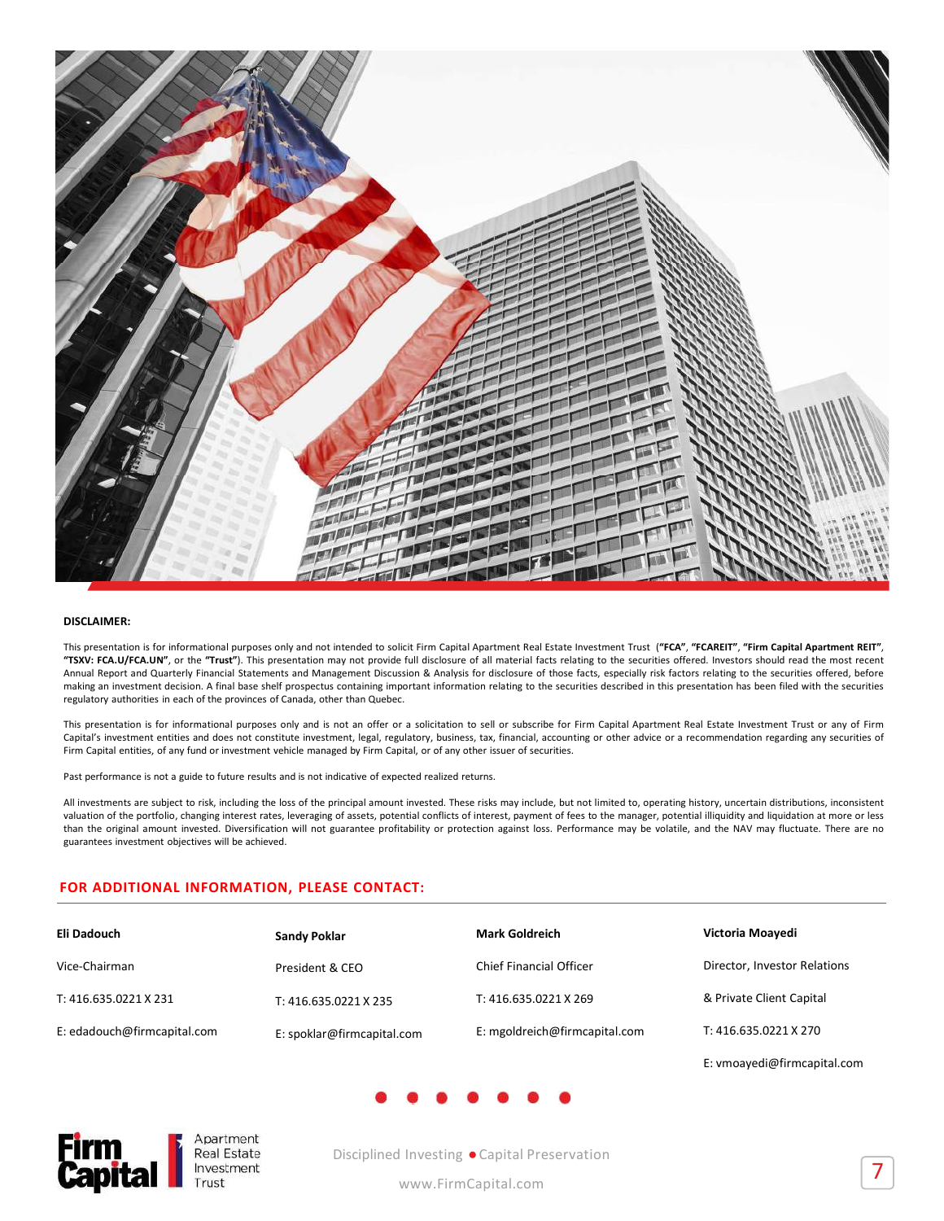**DISCLAIMER:**

This presentation is for informational purposes only and not intended to solicit Firm Capital Apartment Real Estate Investment Trust (**"FCA"**, **"FCAREIT"**, **"Firm Capital Apartment REIT"**, **"TSXV: FCA.U/FCA.UN"**, or the **"Trust"**). This presentation may not provide full disclosure of all material facts relating to the securities offered. Investors should read the most recent Annual Report and Quarterly Financial Statements and Management Discussion & Analysis for disclosure of those facts, especially risk factors relating to the securities offered, before making an investment decision. A final base shelf prospectus containing important information relating to the securities described in this presentation has been filed with the securities regulatory authorities in each of the provinces of Canada, other than Quebec.

This presentation is for informational purposes only and is not an offer or a solicitation to sell or subscribe for Firm Capital Apartment Real Estate Investment Trust or any of Firm Capital's investment entities and does not constitute investment, legal, regulatory, business, tax, financial, accounting or other advice or a recommendation regarding any securities of Firm Capital entities, of any fund or investment vehicle managed by Firm Capital, or of any other issuer of securities.

Past performance is not a guide to future results and is not indicative of expected realized returns.

All investments are subject to risk, including the loss of the principal amount invested. These risks may include, but not limited to, operating history, uncertain distributions, inconsistent valuation of the portfolio, changing interest rates, leveraging of assets, potential conflicts of interest, payment of fees to the manager, potential illiquidity and liquidation at more or less than the original amount invested. Diversification will not guarantee profitability or protection against loss. Performance may be volatile, and the NAV may fluctuate. There are no guarantees investment objectives will be achieved.

## FOR ADDITIONAL INFORMATION, PLEASE CONTACT:

**Eli Dadouch**
Vice-Chairman
T: 416.635.0221 X 231
E: edadouch@firmcapital.com

**Sandy Poklar**
President & CEO
T: 416.635.0221 X 235
E: spoklar@firmcapital.com

**Mark Goldreich**
Chief Financial Officer
T: 416.635.0221 X 269
E: mgoldreich@firmcapital.com

**Victoria Moayedi**
Director, Investor Relations & Private Client Capital
T: 416.635.0221 X 270
E: vmoayedi@firmcapital.com

Firm Capital Apartment Real Estate Investment Trust

Disciplined Investing ● Capital Preservation

www.FirmCapital.com